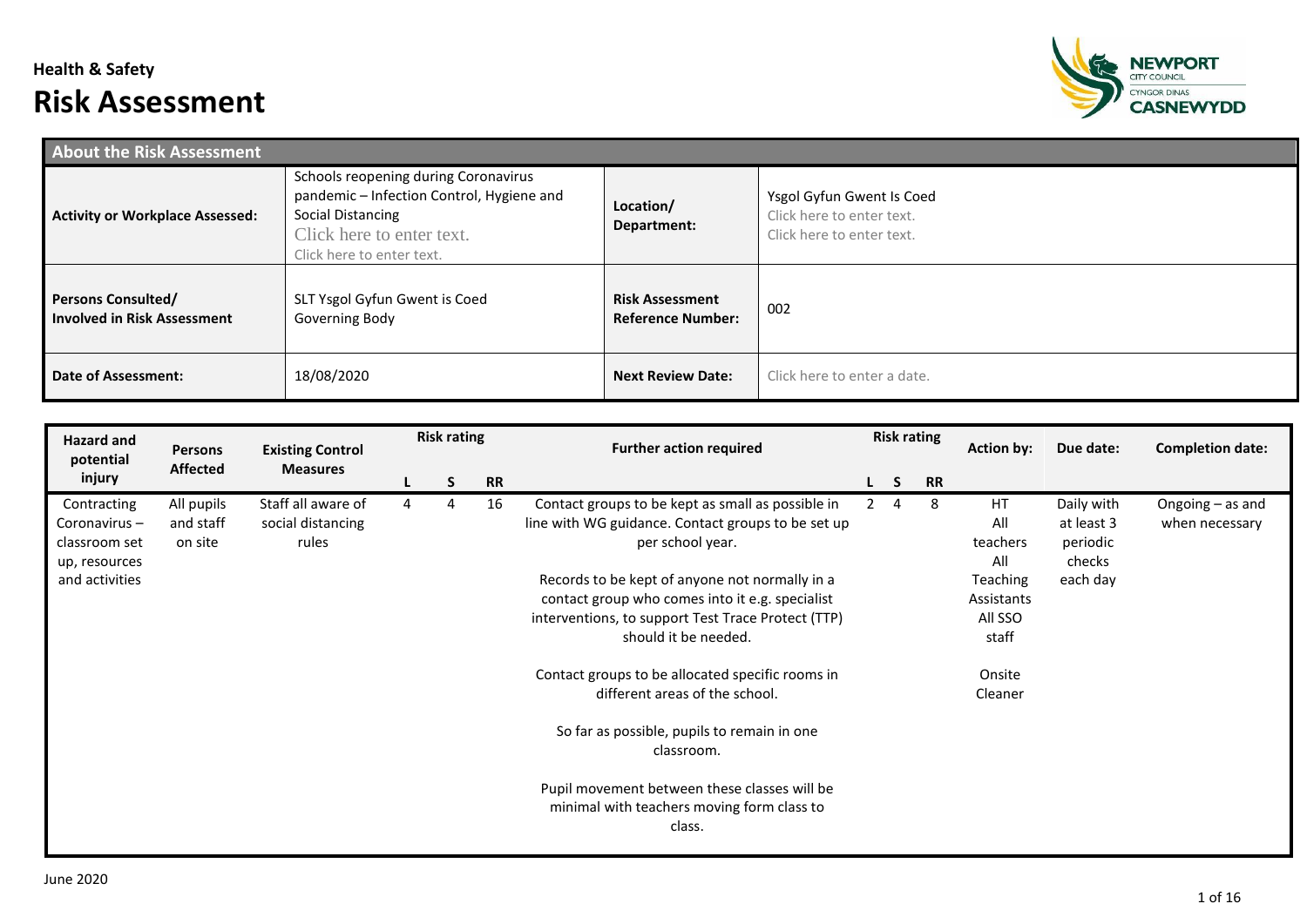**Health & Safety**

# Risk Assessment

| About the Risk Assessment | | | |
|---|---|---|---|
| **Activity or Workplace Assessed:** | Schools reopening during Coronavirus pandemic – Infection Control, Hygiene and Social Distancing<br>Click here to enter text.<br>Click here to enter text. | **Location/ Department:** | Ysgol Gyfun Gwent Is Coed<br>Click here to enter text.<br>Click here to enter text. |
| **Persons Consulted/ Involved in Risk Assessment** | SLT Ysgol Gyfun Gwent is Coed<br>Governing Body | **Risk Assessment Reference Number:** | 002 |
| **Date of Assessment:** | 18/08/2020 | **Next Review Date:** | Click here to enter a date. |

| Hazard and potential injury | Persons Affected | Existing Control Measures | Risk rating | | | Further action required | Risk rating | | | Action by: | Due date: | Completion date: |
|---|---|---|---|---|---|---|---|---|---|---|---|---|
| | | | L | S | RR | | L | S | RR | | | |
| Contracting Coronavirus – classroom set up, resources and activities | All pupils and staff on site | Staff all aware of social distancing rules | 4 | 4 | 16 | Contact groups to be kept as small as possible in line with WG guidance. Contact groups to be set up per school year.<br><br>Records to be kept of anyone not normally in a contact group who comes into it e.g. specialist interventions, to support Test Trace Protect (TTP) should it be needed.<br><br>Contact groups to be allocated specific rooms in different areas of the school.<br><br>So far as possible, pupils to remain in one classroom.<br><br>Pupil movement between these classes will be minimal with teachers moving form class to class. | 2 | 4 | 8 | HT<br>All teachers<br>All Teaching Assistants<br>All SSO staff<br><br>Onsite Cleaner | Daily with at least 3 periodic checks each day | Ongoing – as and when necessary |

June 2020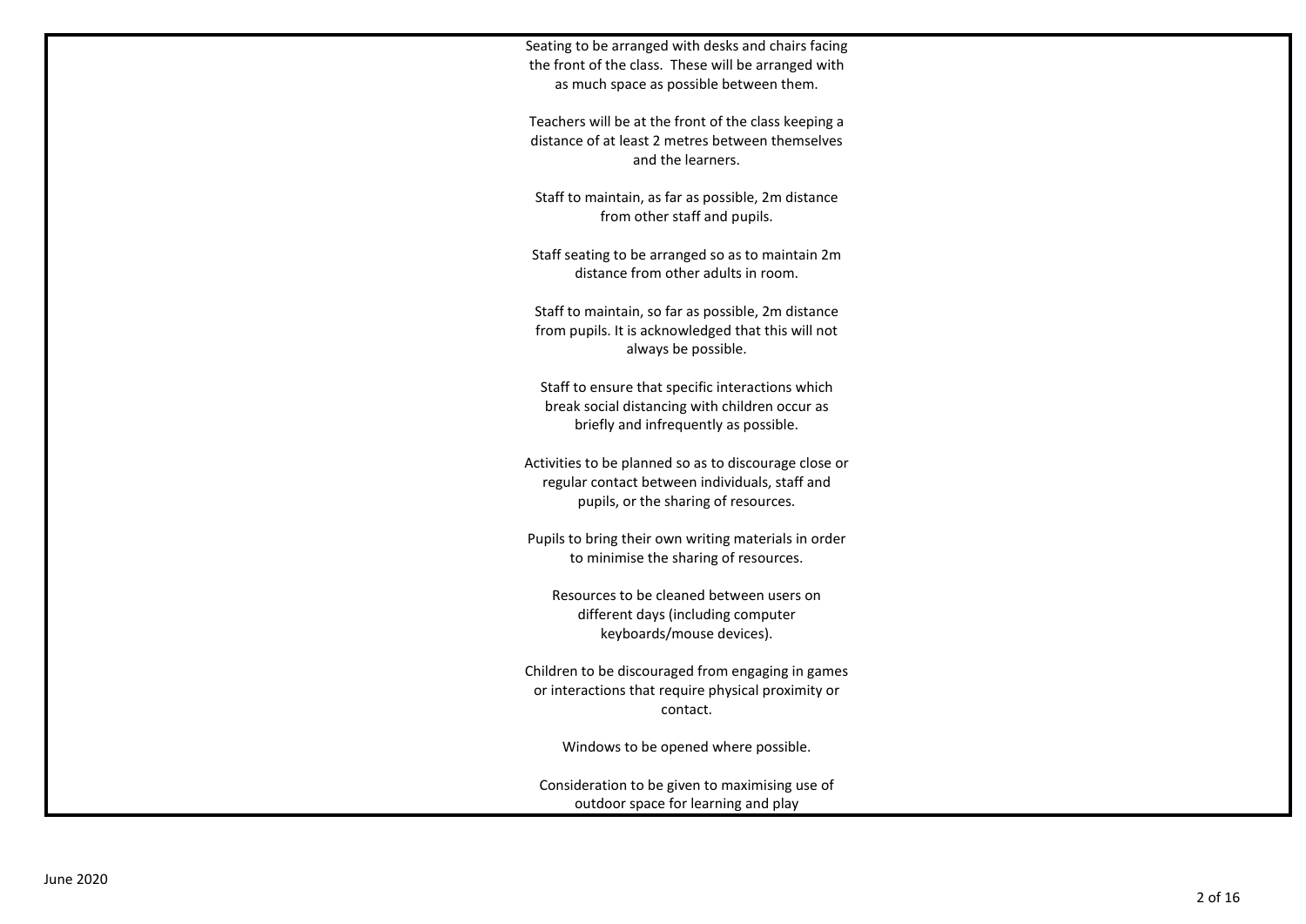Seating to be arranged with desks and chairs facing the front of the class. These will be arranged with as much space as possible between them.

Teachers will be at the front of the class keeping a distance of at least 2 metres between themselves and the learners.

Staff to maintain, as far as possible, 2m distance from other staff and pupils.

Staff seating to be arranged so as to maintain 2m distance from other adults in room.

Staff to maintain, so far as possible, 2m distance from pupils. It is acknowledged that this will not always be possible.

Staff to ensure that specific interactions which break social distancing with children occur as briefly and infrequently as possible.

Activities to be planned so as to discourage close or regular contact between individuals, staff and pupils, or the sharing of resources.

Pupils to bring their own writing materials in order to minimise the sharing of resources.

Resources to be cleaned between users on different days (including computer keyboards/mouse devices).

Children to be discouraged from engaging in games or interactions that require physical proximity or contact.

Windows to be opened where possible.

Consideration to be given to maximising use of outdoor space for learning and play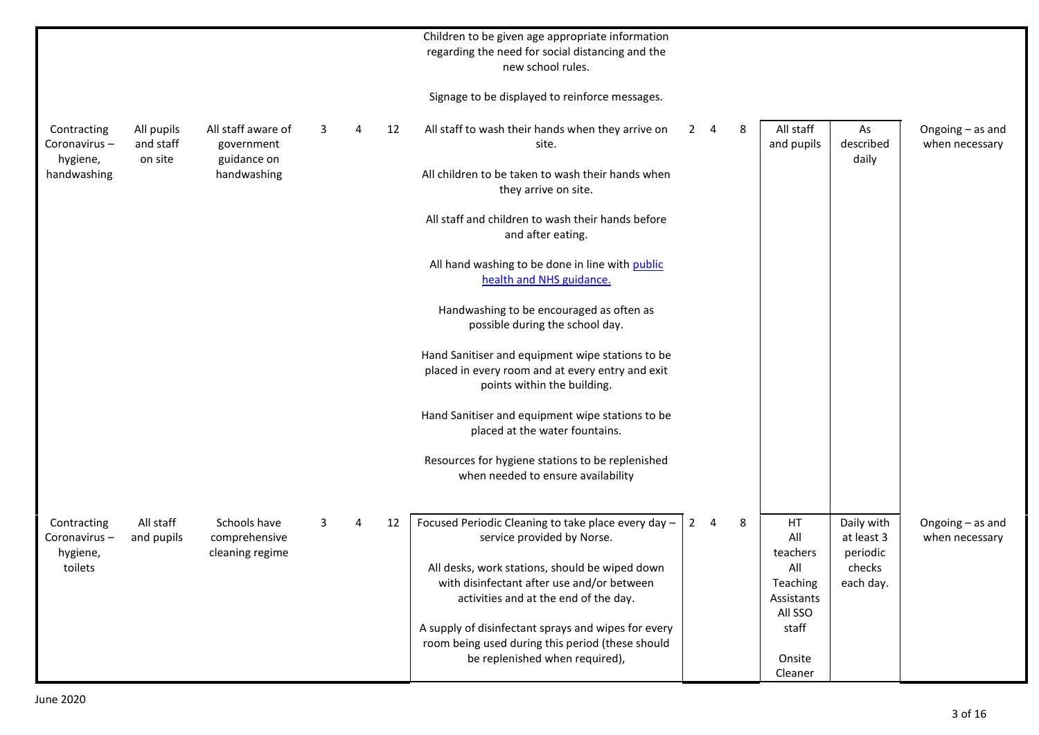| | | | | | | | | | | | | |
|---|---|---|---|---|---|---|---|---|---|---|---|---|
| | | | | | | Children to be given age appropriate information regarding the need for social distancing and the new school rules.<br><br>Signage to be displayed to reinforce messages. | | | | | | |
| Contracting Coronavirus – hygiene, handwashing | All pupils and staff on site | All staff aware of government guidance on handwashing | 3 | 4 | 12 | All staff to wash their hands when they arrive on site.<br><br>All children to be taken to wash their hands when they arrive on site.<br><br>All staff and children to wash their hands before and after eating.<br><br>All hand washing to be done in line with [public health and NHS guidance.]<br><br>Handwashing to be encouraged as often as possible during the school day.<br><br>Hand Sanitiser and equipment wipe stations to be placed in every room and at every entry and exit points within the building.<br><br>Hand Sanitiser and equipment wipe stations to be placed at the water fountains.<br><br>Resources for hygiene stations to be replenished when needed to ensure availability | 2 | 4 | 8 | All staff and pupils | As described daily | Ongoing – as and when necessary |
| Contracting Coronavirus – hygiene, toilets | All staff and pupils | Schools have comprehensive cleaning regime | 3 | 4 | 12 | Focused Periodic Cleaning to take place every day – service provided by Norse.<br><br>All desks, work stations, should be wiped down with disinfectant after use and/or between activities and at the end of the day.<br><br>A supply of disinfectant sprays and wipes for every room being used during this period (these should be replenished when required), | 2 | 4 | 8 | HT<br>All teachers<br>All Teaching Assistants<br>All SSO staff<br><br>Onsite Cleaner | Daily with at least 3 periodic checks each day. | Ongoing – as and when necessary |

June 2020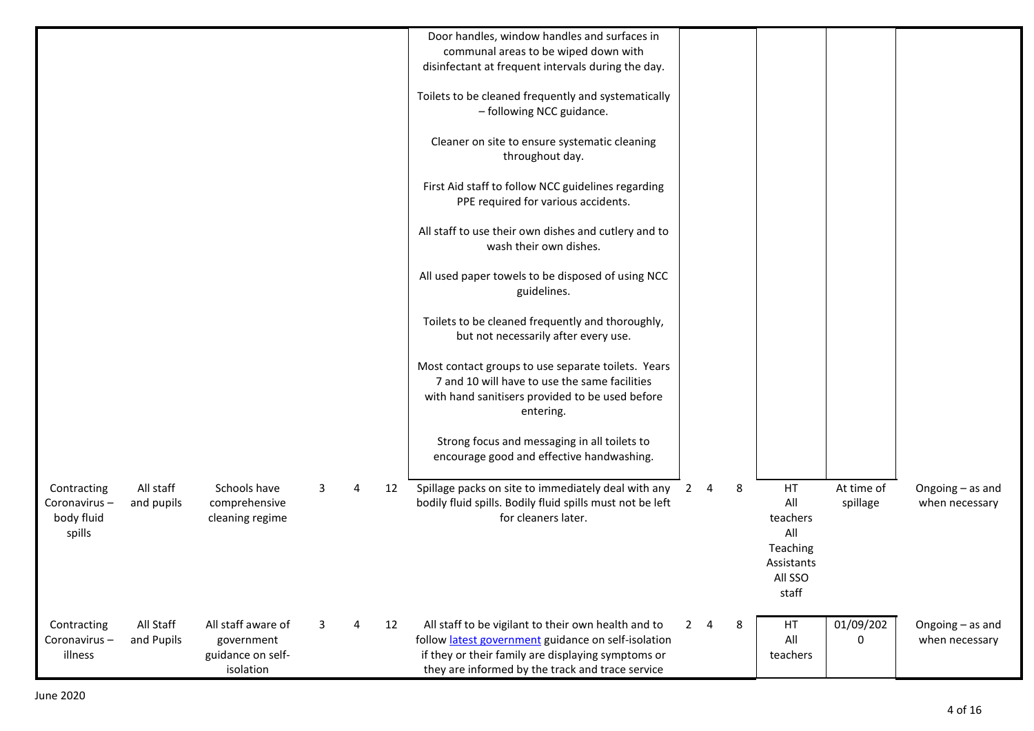| | | | | | | | | | | | | |
|---|---|---|---|---|---|---|---|---|---|---|---|---|
| | | | | | | Door handles, window handles and surfaces in communal areas to be wiped down with disinfectant at frequent intervals during the day.<br><br>Toilets to be cleaned frequently and systematically – following NCC guidance.<br><br>Cleaner on site to ensure systematic cleaning throughout day.<br><br>First Aid staff to follow NCC guidelines regarding PPE required for various accidents.<br><br>All staff to use their own dishes and cutlery and to wash their own dishes.<br><br>All used paper towels to be disposed of using NCC guidelines.<br><br>Toilets to be cleaned frequently and thoroughly, but not necessarily after every use.<br><br>Most contact groups to use separate toilets. Years 7 and 10 will have to use the same facilities with hand sanitisers provided to be used before entering.<br><br>Strong focus and messaging in all toilets to encourage good and effective handwashing. | | | | | | |
| Contracting Coronavirus – body fluid spills | All staff and pupils | Schools have comprehensive cleaning regime | 3 | 4 | 12 | Spillage packs on site to immediately deal with any bodily fluid spills. Bodily fluid spills must not be left for cleaners later. | 2 | 4 | 8 | HT<br>All teachers<br>All Teaching Assistants<br>All SSO staff | At time of spillage | Ongoing – as and when necessary |
| Contracting Coronavirus – illness | All Staff and Pupils | All staff aware of government guidance on self-isolation | 3 | 4 | 12 | All staff to be vigilant to their own health and to follow latest government guidance on self-isolation if they or their family are displaying symptoms or they are informed by the track and trace service | 2 | 4 | 8 | HT<br>All teachers | 01/09/2020 | Ongoing – as and when necessary |

June 2020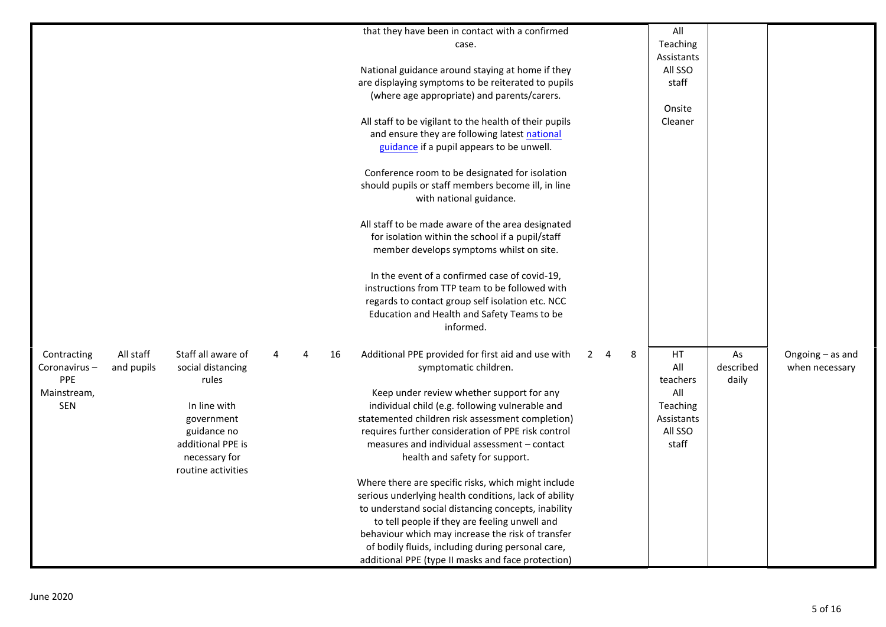| | | | | | | | | | | | | |
|---|---|---|---|---|---|---|---|---|---|---|---|---|
| | | | | | | that they have been in contact with a confirmed case.<br><br>National guidance around staying at home if they are displaying symptoms to be reiterated to pupils (where age appropriate) and parents/carers.<br><br>All staff to be vigilant to the health of their pupils and ensure they are following latest national guidance if a pupil appears to be unwell.<br><br>Conference room to be designated for isolation should pupils or staff members become ill, in line with national guidance.<br><br>All staff to be made aware of the area designated for isolation within the school if a pupil/staff member develops symptoms whilst on site.<br><br>In the event of a confirmed case of covid-19, instructions from TTP team to be followed with regards to contact group self isolation etc. NCC Education and Health and Safety Teams to be informed. | | | | All Teaching Assistants<br>All SSO staff<br><br>Onsite Cleaner | | |
| Contracting Coronavirus – PPE<br>Mainstream, SEN | All staff and pupils | Staff all aware of social distancing rules<br><br>In line with government guidance no additional PPE is necessary for routine activities | 4 | 4 | 16 | Additional PPE provided for first aid and use with symptomatic children.<br><br>Keep under review whether support for any individual child (e.g. following vulnerable and statemented children risk assessment completion) requires further consideration of PPE risk control measures and individual assessment – contact health and safety for support.<br><br>Where there are specific risks, which might include serious underlying health conditions, lack of ability to understand social distancing concepts, inability to tell people if they are feeling unwell and behaviour which may increase the risk of transfer of bodily fluids, including during personal care, additional PPE (type II masks and face protection) | 2 | 4 | 8 | HT<br>All teachers<br>All Teaching Assistants<br>All SSO staff | As described daily | Ongoing – as and when necessary |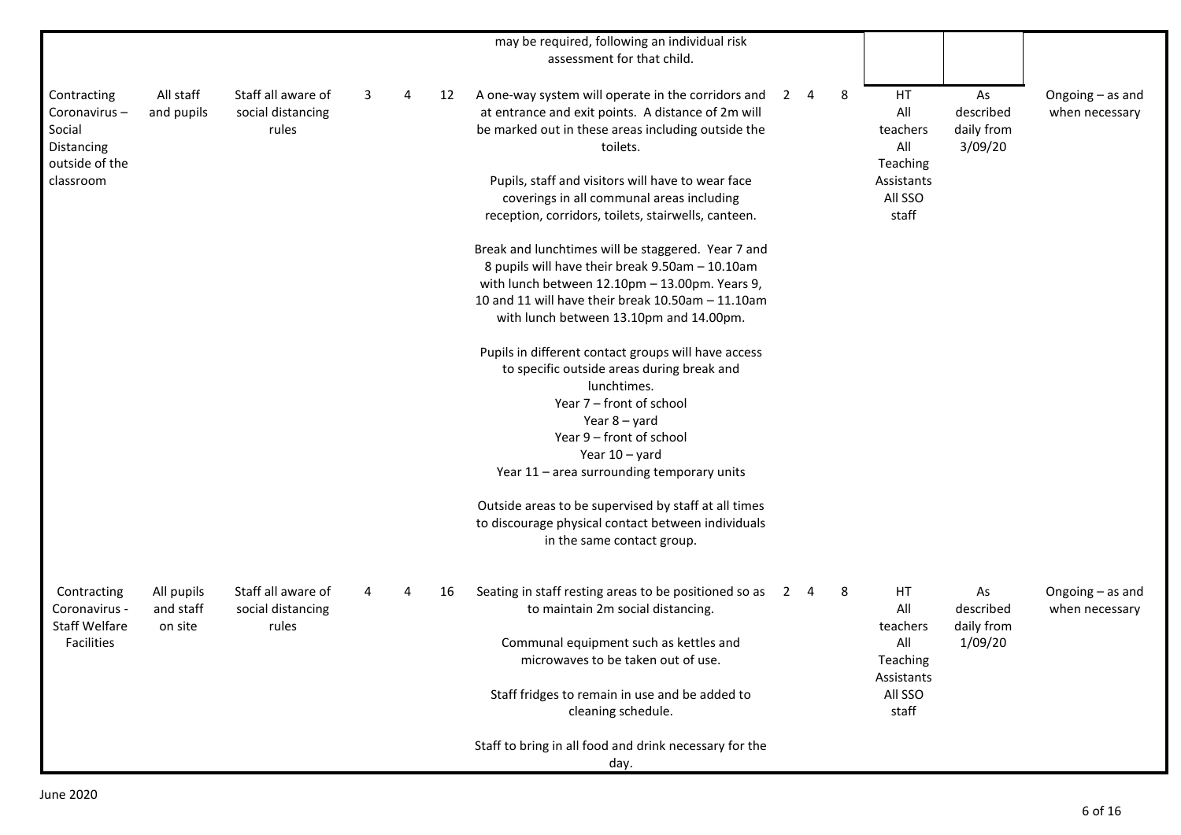| | | | | | | | | | | | | |
|---|---|---|---|---|---|---|---|---|---|---|---|---|
| | | | | | | may be required, following an individual risk assessment for that child. | | | | | | |
| Contracting Coronavirus – Social Distancing outside of the classroom | All staff and pupils | Staff all aware of social distancing rules | 3 | 4 | 12 | A one-way system will operate in the corridors and at entrance and exit points. A distance of 2m will be marked out in these areas including outside the toilets.<br><br>Pupils, staff and visitors will have to wear face coverings in all communal areas including reception, corridors, toilets, stairwells, canteen.<br><br>Break and lunchtimes will be staggered. Year 7 and 8 pupils will have their break 9.50am – 10.10am with lunch between 12.10pm – 13.00pm. Years 9, 10 and 11 will have their break 10.50am – 11.10am with lunch between 13.10pm and 14.00pm.<br><br>Pupils in different contact groups will have access to specific outside areas during break and lunchtimes.<br>Year 7 – front of school<br>Year 8 – yard<br>Year 9 – front of school<br>Year 10 – yard<br>Year 11 – area surrounding temporary units<br><br>Outside areas to be supervised by staff at all times to discourage physical contact between individuals in the same contact group. | 2 | 4 | 8 | HT<br>All teachers<br>All Teaching Assistants<br>All SSO staff | As described daily from 3/09/20 | Ongoing – as and when necessary |
| Contracting Coronavirus - Staff Welfare Facilities | All pupils and staff on site | Staff all aware of social distancing rules | 4 | 4 | 16 | Seating in staff resting areas to be positioned so as to maintain 2m social distancing.<br><br>Communal equipment such as kettles and microwaves to be taken out of use.<br><br>Staff fridges to remain in use and be added to cleaning schedule.<br><br>Staff to bring in all food and drink necessary for the day. | 2 | 4 | 8 | HT<br>All teachers<br>All Teaching Assistants<br>All SSO staff | As described daily from 1/09/20 | Ongoing – as and when necessary |

June 2020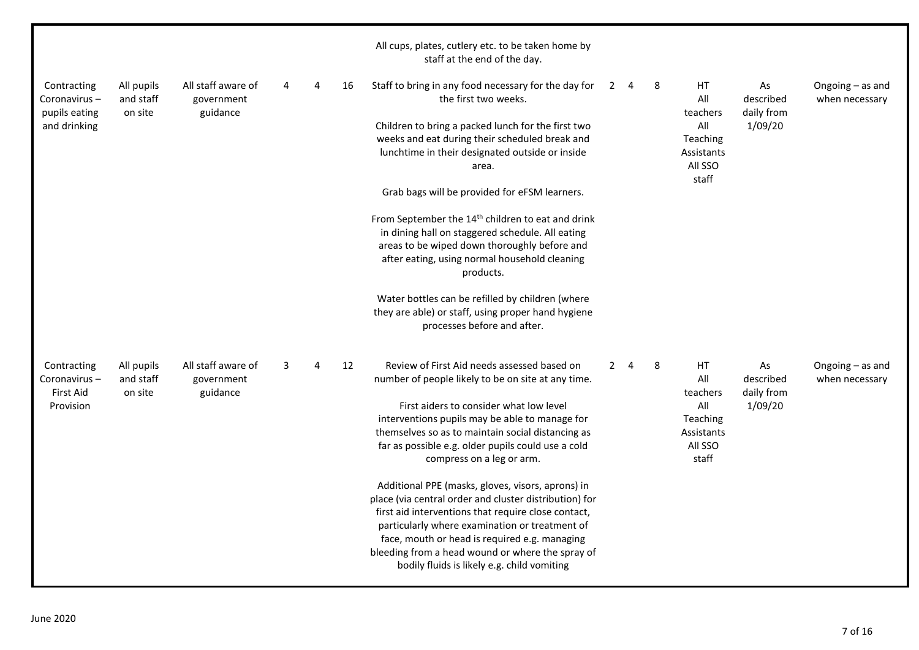| | | | | | | | | | | | | |
|---|---|---|---|---|---|---|---|---|---|---|---|---|
| | | | | | | All cups, plates, cutlery etc. to be taken home by staff at the end of the day. | | | | | | |
| Contracting Coronavirus – pupils eating and drinking | All pupils and staff on site | All staff aware of government guidance | 4 | 4 | 16 | Staff to bring in any food necessary for the day for the first two weeks.<br><br>Children to bring a packed lunch for the first two weeks and eat during their scheduled break and lunchtime in their designated outside or inside area.<br><br>Grab bags will be provided for eFSM learners.<br><br>From September the 14th children to eat and drink in dining hall on staggered schedule. All eating areas to be wiped down thoroughly before and after eating, using normal household cleaning products.<br><br>Water bottles can be refilled by children (where they are able) or staff, using proper hand hygiene processes before and after. | 2 | 4 | 8 | HT<br>All teachers<br>All Teaching Assistants<br>All SSO staff | As described daily from 1/09/20 | Ongoing – as and when necessary |
| Contracting Coronavirus – First Aid Provision | All pupils and staff on site | All staff aware of government guidance | 3 | 4 | 12 | Review of First Aid needs assessed based on number of people likely to be on site at any time.<br><br>First aiders to consider what low level interventions pupils may be able to manage for themselves so as to maintain social distancing as far as possible e.g. older pupils could use a cold compress on a leg or arm.<br><br>Additional PPE (masks, gloves, visors, aprons) in place (via central order and cluster distribution) for first aid interventions that require close contact, particularly where examination or treatment of face, mouth or head is required e.g. managing bleeding from a head wound or where the spray of bodily fluids is likely e.g. child vomiting | 2 | 4 | 8 | HT<br>All teachers<br>All Teaching Assistants<br>All SSO staff | As described daily from 1/09/20 | Ongoing – as and when necessary |

June 2020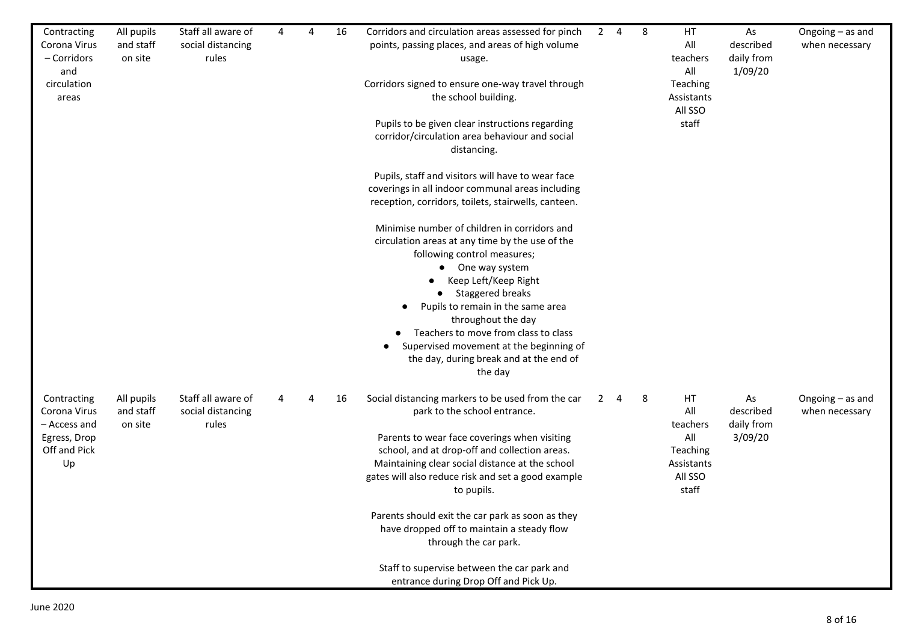| Contracting Corona Virus – Corridors and circulation areas | All pupils and staff on site | Staff all aware of social distancing rules | 4 | 4 | 16 | Corridors and circulation areas assessed for pinch points, passing places, and areas of high volume usage.<br><br>Corridors signed to ensure one-way travel through the school building.<br><br>Pupils to be given clear instructions regarding corridor/circulation area behaviour and social distancing.<br><br>Pupils, staff and visitors will have to wear face coverings in all indoor communal areas including reception, corridors, toilets, stairwells, canteen.<br><br>Minimise number of children in corridors and circulation areas at any time by the use of the following control measures;<br>● One way system<br>● Keep Left/Keep Right<br>● Staggered breaks<br>● Pupils to remain in the same area throughout the day<br>● Teachers to move from class to class<br>● Supervised movement at the beginning of the day, during break and at the end of the day | 2 | 4 | 8 | HT<br>All teachers<br>All Teaching Assistants<br>All SSO staff | As described daily from 1/09/20 | Ongoing – as and when necessary |
|---|---|---|---|---|---|---|---|---|---|---|---|---|
| Contracting Corona Virus – Access and Egress, Drop Off and Pick Up | All pupils and staff on site | Staff all aware of social distancing rules | 4 | 4 | 16 | Social distancing markers to be used from the car park to the school entrance.<br><br>Parents to wear face coverings when visiting school, and at drop-off and collection areas. Maintaining clear social distance at the school gates will also reduce risk and set a good example to pupils.<br><br>Parents should exit the car park as soon as they have dropped off to maintain a steady flow through the car park.<br><br>Staff to supervise between the car park and entrance during Drop Off and Pick Up. | 2 | 4 | 8 | HT<br>All teachers<br>All Teaching Assistants<br>All SSO staff | As described daily from 3/09/20 | Ongoing – as and when necessary |

June 2020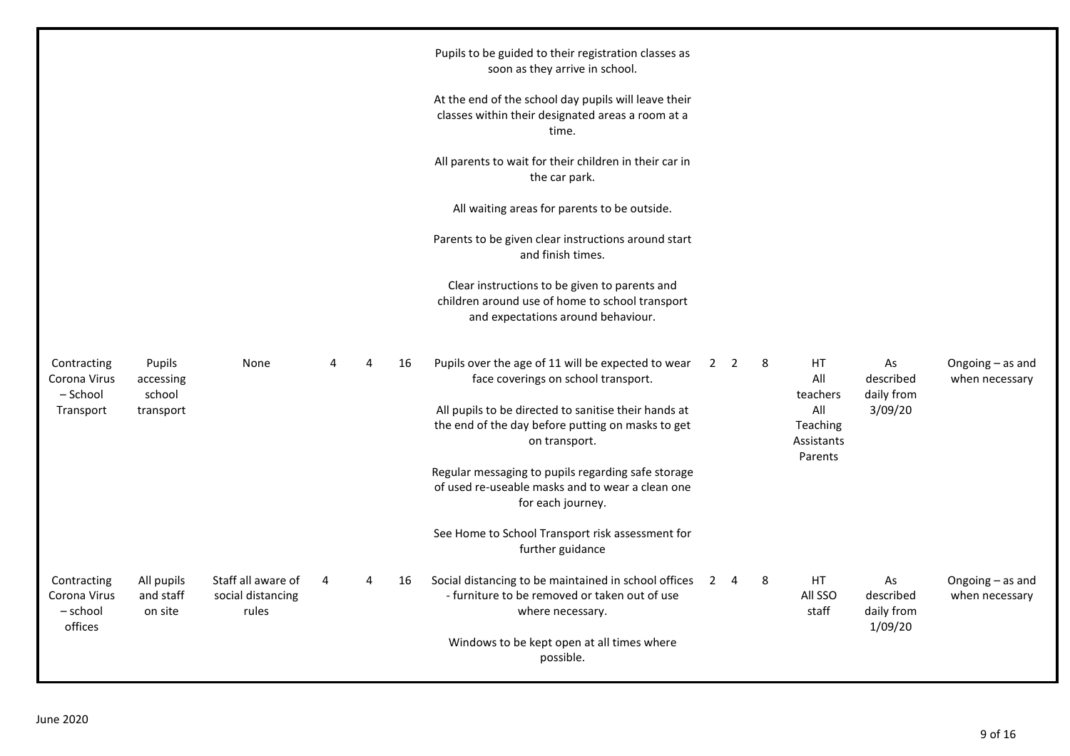| | | | | | | | | | | | | | |
|---|---|---|---|---|---|---|---|---|---|---|---|---|---|
| | | | | | | Pupils to be guided to their registration classes as soon as they arrive in school.<br><br>At the end of the school day pupils will leave their classes within their designated areas a room at a time.<br><br>All parents to wait for their children in their car in the car park.<br><br>All waiting areas for parents to be outside.<br><br>Parents to be given clear instructions around start and finish times.<br><br>Clear instructions to be given to parents and children around use of home to school transport and expectations around behaviour. | | | | | | |
| Contracting Corona Virus – School Transport | Pupils accessing school transport | None | 4 | 4 | 16 | Pupils over the age of 11 will be expected to wear face coverings on school transport.<br><br>All pupils to be directed to sanitise their hands at the end of the day before putting on masks to get on transport.<br><br>Regular messaging to pupils regarding safe storage of used re-useable masks and to wear a clean one for each journey.<br><br>See Home to School Transport risk assessment for further guidance | 2 | 2 | 8 | HT<br>All teachers<br>All Teaching Assistants<br>Parents | As described daily from 3/09/20 | Ongoing – as and when necessary |
| Contracting Corona Virus – school offices | All pupils and staff on site | Staff all aware of social distancing rules | 4 | 4 | 16 | Social distancing to be maintained in school offices - furniture to be removed or taken out of use where necessary.<br><br>Windows to be kept open at all times where possible. | 2 | 4 | 8 | HT<br>All SSO staff | As described daily from 1/09/20 | Ongoing – as and when necessary |

June 2020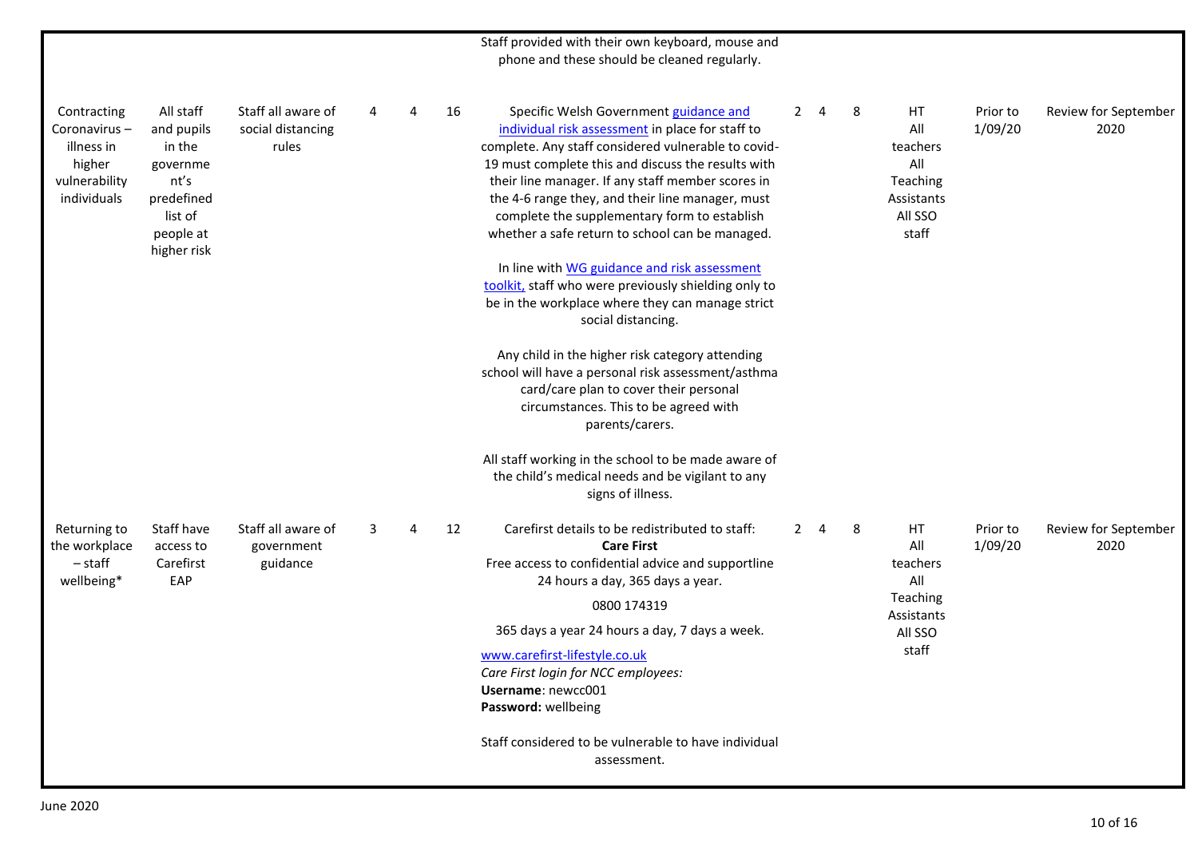| | | | | | | Staff provided with their own keyboard, mouse and phone and these should be cleaned regularly. | | | | | | |
|---|---|---|---|---|---|---|---|---|---|---|---|---|
| Contracting Coronavirus – illness in higher vulnerability individuals | All staff and pupils in the government's predefined list of people at higher risk | Staff all aware of social distancing rules | 4 | 4 | 16 | Specific Welsh Government guidance and individual risk assessment in place for staff to complete. Any staff considered vulnerable to covid-19 must complete this and discuss the results with their line manager. If any staff member scores in the 4-6 range they, and their line manager, must complete the supplementary form to establish whether a safe return to school can be managed.<br><br>In line with WG guidance and risk assessment toolkit, staff who were previously shielding only to be in the workplace where they can manage strict social distancing.<br><br>Any child in the higher risk category attending school will have a personal risk assessment/asthma card/care plan to cover their personal circumstances. This to be agreed with parents/carers.<br><br>All staff working in the school to be made aware of the child's medical needs and be vigilant to any signs of illness. | 2 | 4 | 8 | HT<br>All teachers<br>All Teaching Assistants<br>All SSO staff | Prior to 1/09/20 | Review for September 2020 |
| Returning to the workplace – staff wellbeing* | Staff have access to Carefirst EAP | Staff all aware of government guidance | 3 | 4 | 12 | Carefirst details to be redistributed to staff:<br>**Care First**<br>Free access to confidential advice and supportline 24 hours a day, 365 days a year.<br>0800 174319<br>365 days a year 24 hours a day, 7 days a week.<br>www.carefirst-lifestyle.co.uk<br>*Care First login for NCC employees:*<br>**Username**: newcc001<br>**Password:** wellbeing<br><br>Staff considered to be vulnerable to have individual assessment. | 2 | 4 | 8 | HT<br>All teachers<br>All Teaching Assistants<br>All SSO staff | Prior to 1/09/20 | Review for September 2020 |

June 2020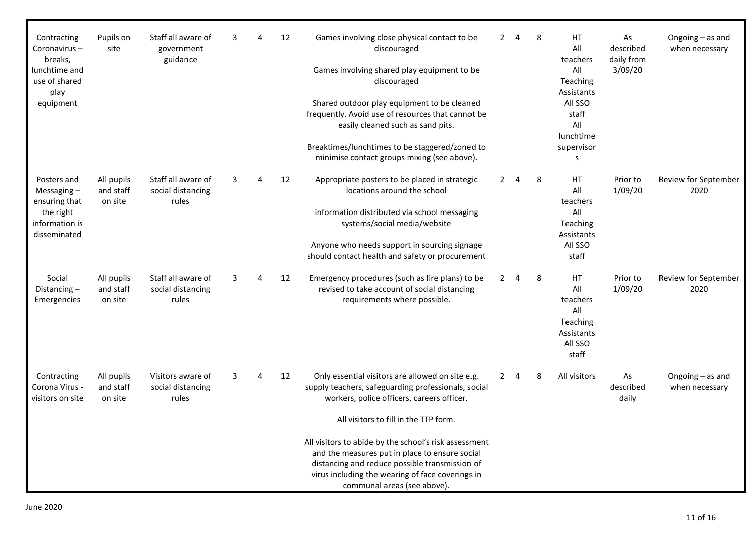| | | | | | | | | | | | | |
|---|---|---|---|---|---|---|---|---|---|---|---|---|
| Contracting Coronavirus – breaks, lunchtime and use of shared play equipment | Pupils on site | Staff all aware of government guidance | 3 | 4 | 12 | Games involving close physical contact to be discouraged<br><br>Games involving shared play equipment to be discouraged<br><br>Shared outdoor play equipment to be cleaned frequently. Avoid use of resources that cannot be easily cleaned such as sand pits.<br><br>Breaktimes/lunchtimes to be staggered/zoned to minimise contact groups mixing (see above). | 2 | 4 | 8 | HT<br>All teachers<br>All Teaching Assistants<br>All SSO staff<br>All lunchtime supervisors | As described daily from 3/09/20 | Ongoing – as and when necessary |
| Posters and Messaging – ensuring that the right information is disseminated | All pupils and staff on site | Staff all aware of social distancing rules | 3 | 4 | 12 | Appropriate posters to be placed in strategic locations around the school<br><br>information distributed via school messaging systems/social media/website<br><br>Anyone who needs support in sourcing signage should contact health and safety or procurement | 2 | 4 | 8 | HT<br>All teachers<br>All Teaching Assistants<br>All SSO staff | Prior to 1/09/20 | Review for September 2020 |
| Social Distancing – Emergencies | All pupils and staff on site | Staff all aware of social distancing rules | 3 | 4 | 12 | Emergency procedures (such as fire plans) to be revised to take account of social distancing requirements where possible. | 2 | 4 | 8 | HT<br>All teachers<br>All Teaching Assistants<br>All SSO staff | Prior to 1/09/20 | Review for September 2020 |
| Contracting Corona Virus - visitors on site | All pupils and staff on site | Visitors aware of social distancing rules | 3 | 4 | 12 | Only essential visitors are allowed on site e.g. supply teachers, safeguarding professionals, social workers, police officers, careers officer.<br><br>All visitors to fill in the TTP form.<br><br>All visitors to abide by the school's risk assessment and the measures put in place to ensure social distancing and reduce possible transmission of virus including the wearing of face coverings in communal areas (see above). | 2 | 4 | 8 | All visitors | As described daily | Ongoing – as and when necessary |

June 2020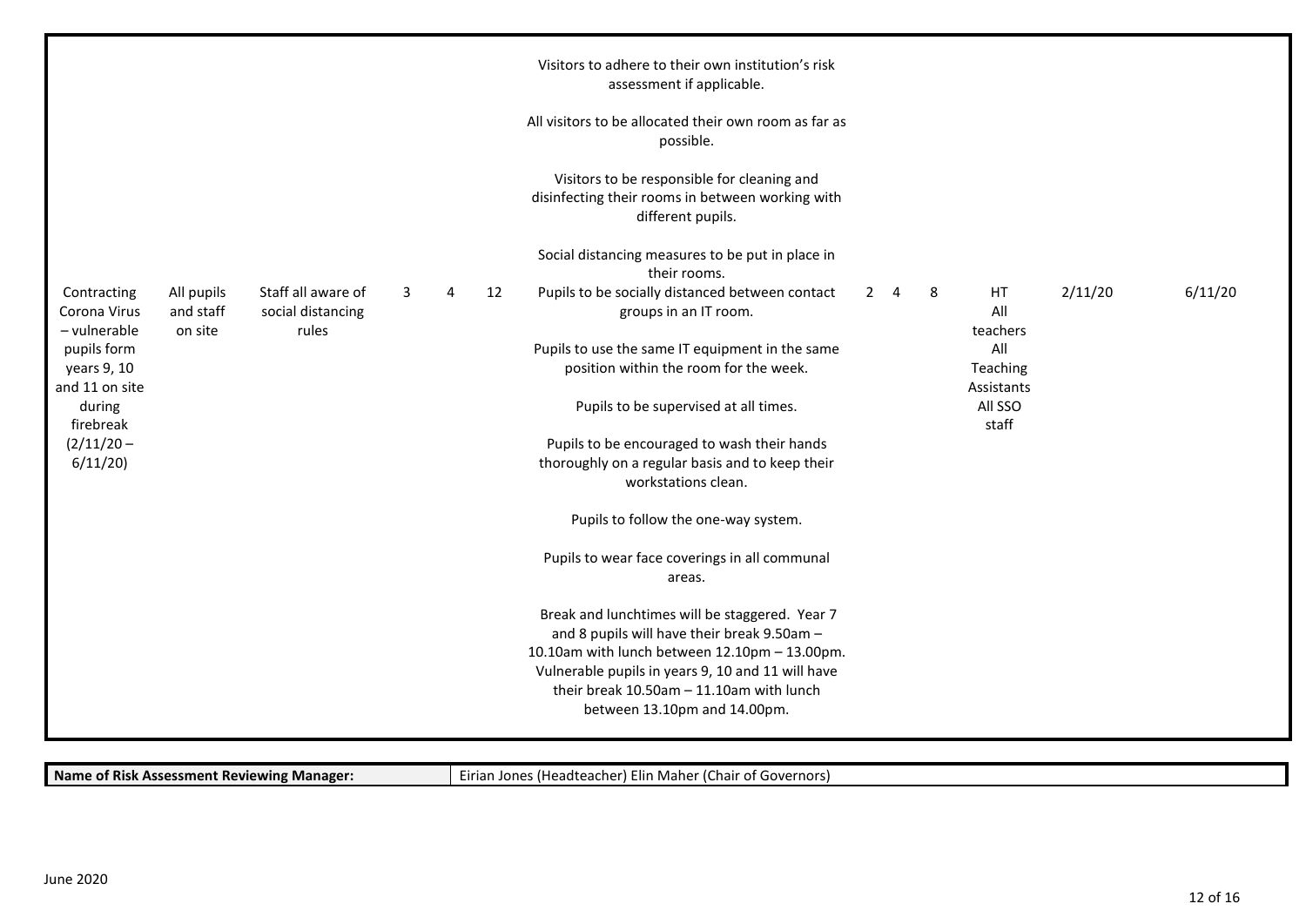| | | | | | | | | | | | | |
|---|---|---|---|---|---|---|---|---|---|---|---|---|
| Contracting Corona Virus – vulnerable pupils form years 9, 10 and 11 on site during firebreak (2/11/20 – 6/11/20) | All pupils and staff on site | Staff all aware of social distancing rules | 3 | 4 | 12 | Visitors to adhere to their own institution's risk assessment if applicable.<br><br>All visitors to be allocated their own room as far as possible.<br><br>Visitors to be responsible for cleaning and disinfecting their rooms in between working with different pupils.<br><br>Social distancing measures to be put in place in their rooms.<br>Pupils to be socially distanced between contact groups in an IT room.<br><br>Pupils to use the same IT equipment in the same position within the room for the week.<br><br>Pupils to be supervised at all times.<br><br>Pupils to be encouraged to wash their hands thoroughly on a regular basis and to keep their workstations clean.<br><br>Pupils to follow the one-way system.<br><br>Pupils to wear face coverings in all communal areas.<br><br>Break and lunchtimes will be staggered. Year 7 and 8 pupils will have their break 9.50am – 10.10am with lunch between 12.10pm – 13.00pm. Vulnerable pupils in years 9, 10 and 11 will have their break 10.50am – 11.10am with lunch between 13.10pm and 14.00pm. | 2 | 4 | 8 | HT<br>All teachers<br>All Teaching Assistants<br>All SSO staff | 2/11/20 | 6/11/20 |

| **Name of Risk Assessment Reviewing Manager:** | Eirian Jones (Headteacher) Elin Maher (Chair of Governors) |
|---|---|

June 2020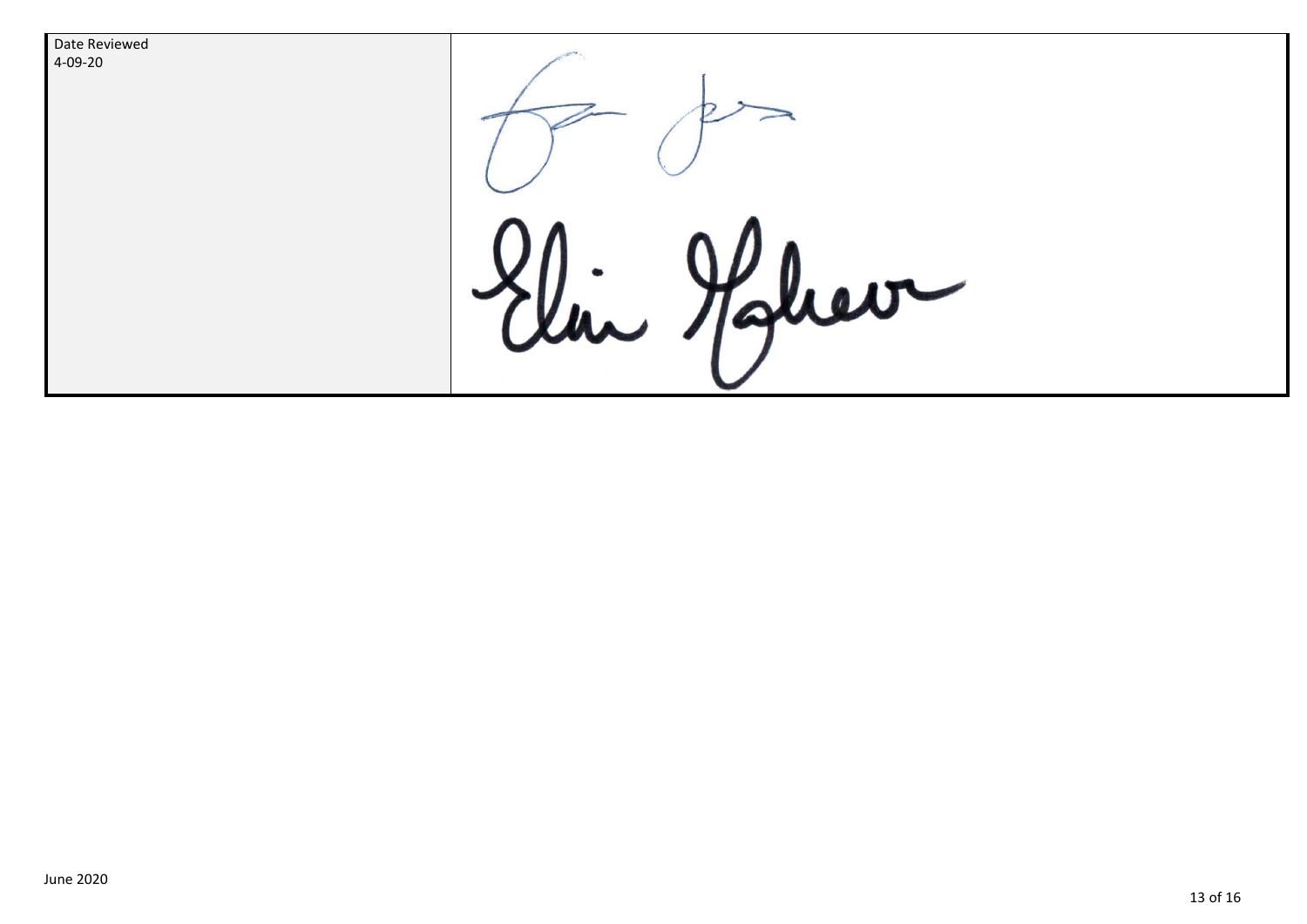| Date Reviewed<br>4-09-20 | |
|---|---|

June 2020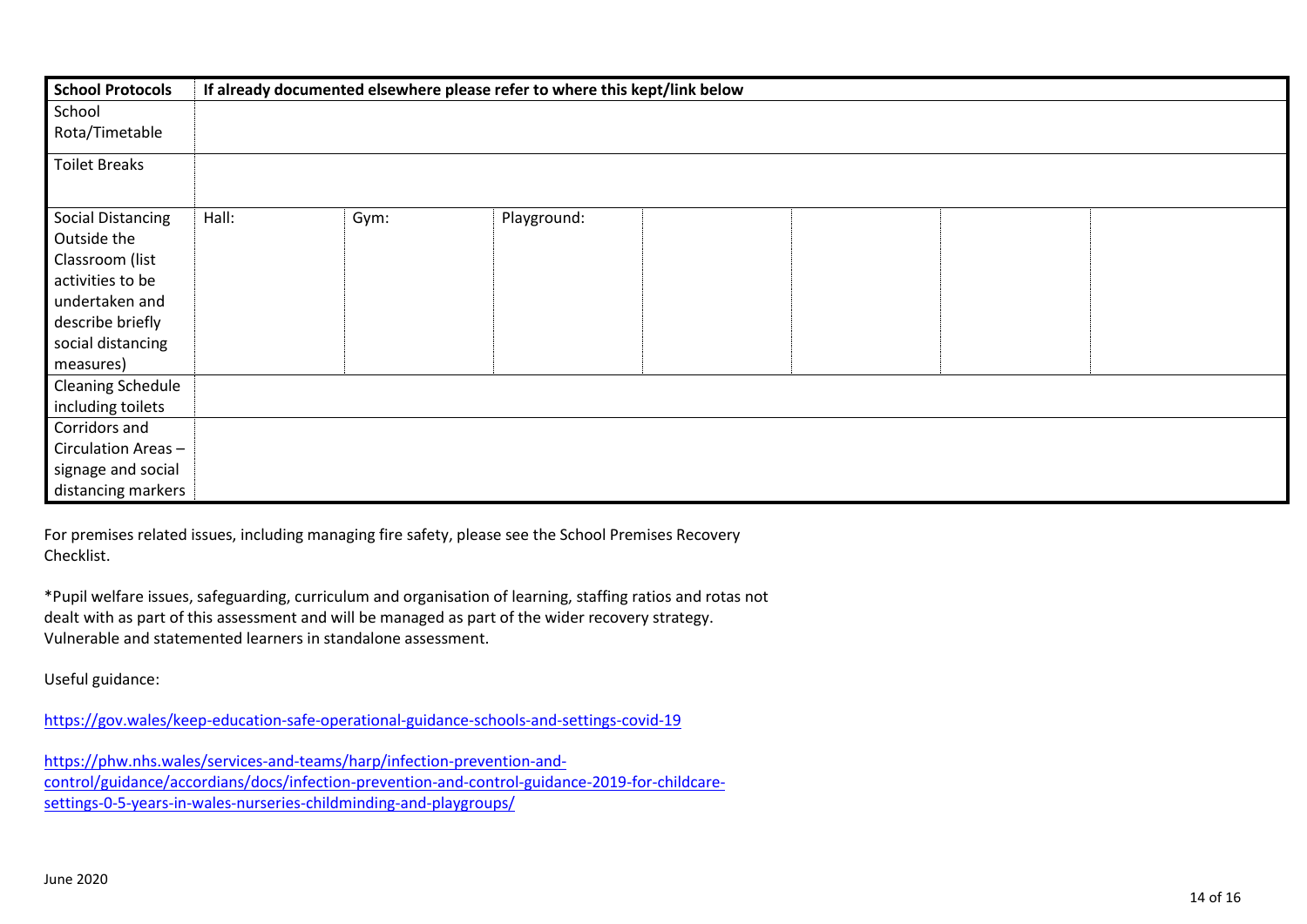| School Protocols | If already documented elsewhere please refer to where this kept/link below | | | | | |
|---|---|---|---|---|---|---|
| School Rota/Timetable | | | | | | |
| Toilet Breaks | | | | | | |
| Social Distancing Outside the Classroom (list activities to be undertaken and describe briefly social distancing measures) | Hall: | Gym: | Playground: | | | |
| Cleaning Schedule including toilets | | | | | | |
| Corridors and Circulation Areas – signage and social distancing markers | | | | | | |

For premises related issues, including managing fire safety, please see the School Premises Recovery Checklist.

*Pupil welfare issues, safeguarding, curriculum and organisation of learning, staffing ratios and rotas not dealt with as part of this assessment and will be managed as part of the wider recovery strategy. Vulnerable and statemented learners in standalone assessment.

Useful guidance:

https://gov.wales/keep-education-safe-operational-guidance-schools-and-settings-covid-19

https://phw.nhs.wales/services-and-teams/harp/infection-prevention-and-control/guidance/accordians/docs/infection-prevention-and-control-guidance-2019-for-childcare-settings-0-5-years-in-wales-nurseries-childminding-and-playgroups/

June 2020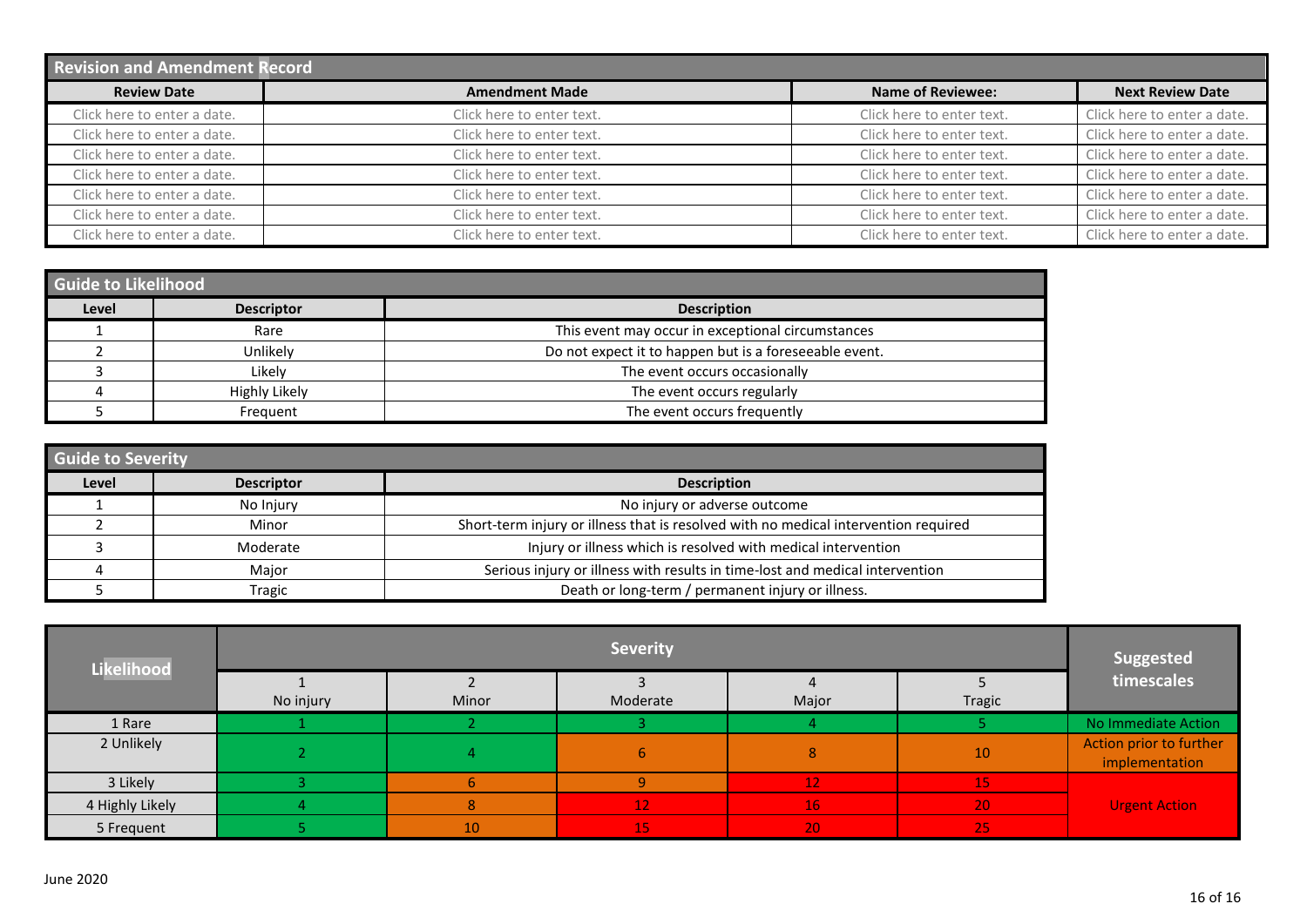## Revision and Amendment Record

| Review Date | Amendment Made | Name of Reviewee: | Next Review Date |
|---|---|---|---|
| Click here to enter a date. | Click here to enter text. | Click here to enter text. | Click here to enter a date. |
| Click here to enter a date. | Click here to enter text. | Click here to enter text. | Click here to enter a date. |
| Click here to enter a date. | Click here to enter text. | Click here to enter text. | Click here to enter a date. |
| Click here to enter a date. | Click here to enter text. | Click here to enter text. | Click here to enter a date. |
| Click here to enter a date. | Click here to enter text. | Click here to enter text. | Click here to enter a date. |
| Click here to enter a date. | Click here to enter text. | Click here to enter text. | Click here to enter a date. |
| Click here to enter a date. | Click here to enter text. | Click here to enter text. | Click here to enter a date. |

## Guide to Likelihood

| Level | Descriptor | Description |
|---|---|---|
| 1 | Rare | This event may occur in exceptional circumstances |
| 2 | Unlikely | Do not expect it to happen but is a foreseeable event. |
| 3 | Likely | The event occurs occasionally |
| 4 | Highly Likely | The event occurs regularly |
| 5 | Frequent | The event occurs frequently |

## Guide to Severity

| Level | Descriptor | Description |
|---|---|---|
| 1 | No Injury | No injury or adverse outcome |
| 2 | Minor | Short-term injury or illness that is resolved with no medical intervention required |
| 3 | Moderate | Injury or illness which is resolved with medical intervention |
| 4 | Major | Serious injury or illness with results in time-lost and medical intervention |
| 5 | Tragic | Death or long-term / permanent injury or illness. |

| Likelihood | Severity | | | | | Suggested timescales |
|---|---|---|---|---|---|---|
| | 1 No injury | 2 Minor | 3 Moderate | 4 Major | 5 Tragic | |
| 1 Rare | 1 | 2 | 3 | 4 | 5 | No Immediate Action |
| 2 Unlikely | 2 | 4 | 6 | 8 | 10 | Action prior to further implementation |
| 3 Likely | 3 | 6 | 9 | 12 | 15 | Urgent Action |
| 4 Highly Likely | 4 | 8 | 12 | 16 | 20 | |
| 5 Frequent | 5 | 10 | 15 | 20 | 25 | |

June 2020